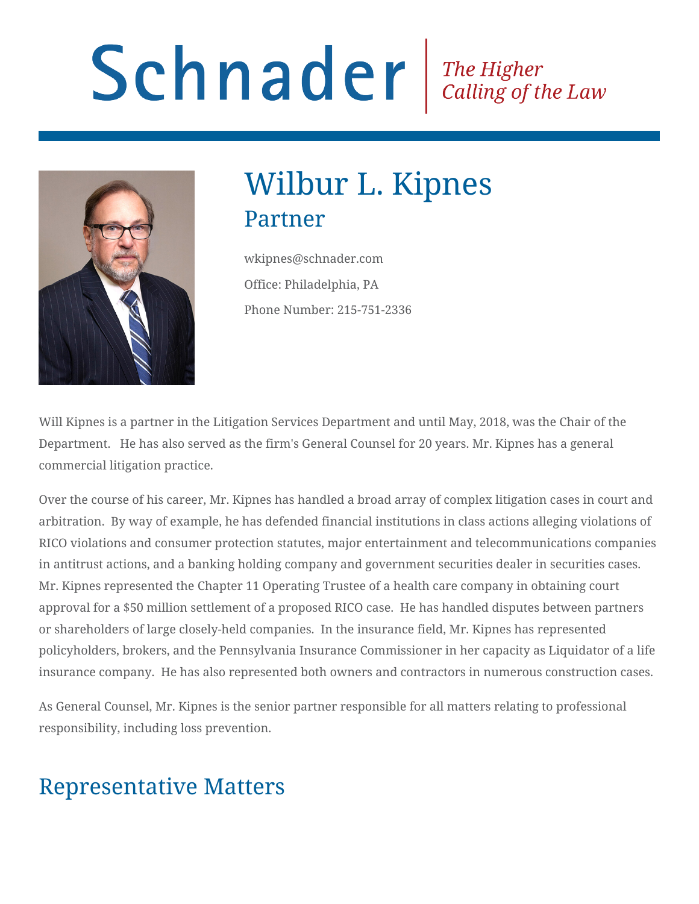# Schnader

*The Higher Calling of the Law*

## Wilbur L. Kipnes

### Partner

wkipnes@schnader.com

Office: Philadelphia, PA

Phone Number: 215-751-2336

Will Kipnes is a partner in the Litigation Services Department and until May, 2018, was the Chair of the Department. He has also served as the firm's General Counsel for 20 years. Mr. Kipnes has a general commercial litigation practice.

Over the course of his career, Mr. Kipnes has handled a broad array of complex litigation cases in court and arbitration. By way of example, he has defended financial institutions in class actions alleging violations of RICO violations and consumer protection statutes, major entertainment and telecommunications companies in antitrust actions, and a banking holding company and government securities dealer in securities cases. Mr. Kipnes represented the Chapter 11 Operating Trustee of a health care company in obtaining court approval for a $50 million settlement of a proposed RICO case. He has handled disputes between partners or shareholders of large closely-held companies. In the insurance field, Mr. Kipnes has represented policyholders, brokers, and the Pennsylvania Insurance Commissioner in her capacity as Liquidator of a life insurance company. He has also represented both owners and contractors in numerous construction cases.

As General Counsel, Mr. Kipnes is the senior partner responsible for all matters relating to professional responsibility, including loss prevention.

## Representative Matters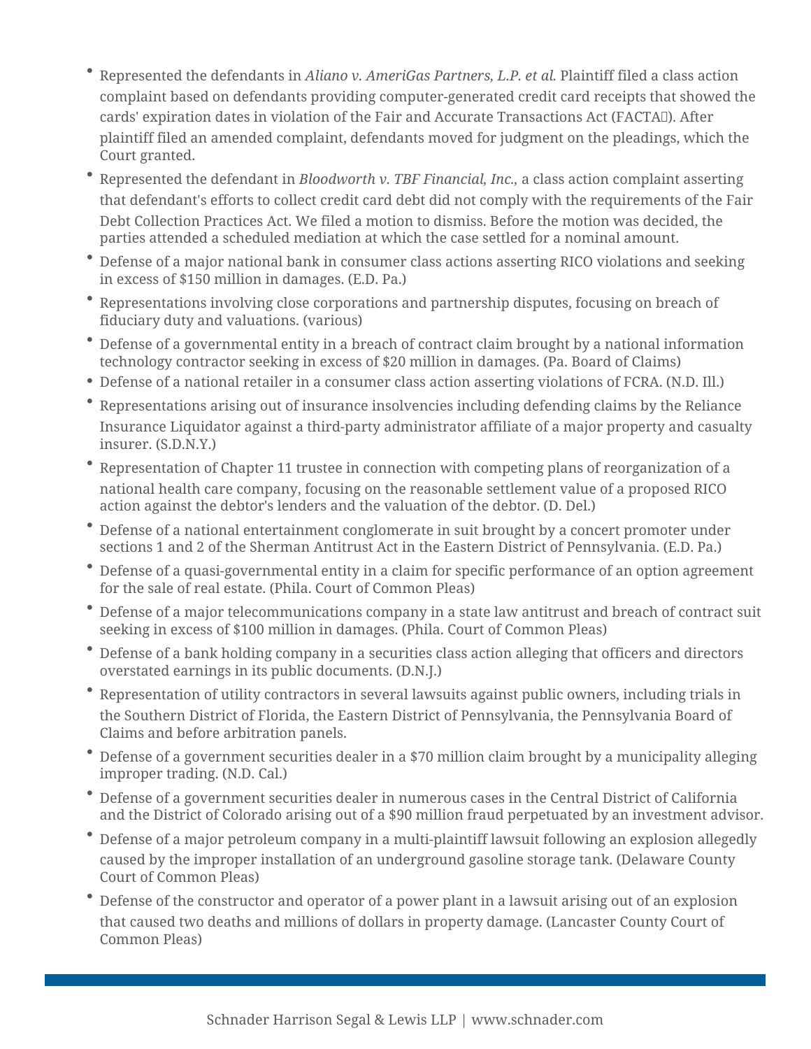- Represented the defendants in *Aliano v. AmeriGas Partners, L.P. et al.* Plaintiff filed a class action complaint based on defendants providing computer-generated credit card receipts that showed the cards' expiration dates in violation of the Fair and Accurate Transactions Act (FACTA). After plaintiff filed an amended complaint, defendants moved for judgment on the pleadings, which the Court granted.
- Represented the defendant in *Bloodworth v. TBF Financial, Inc.,* a class action complaint asserting that defendant's efforts to collect credit card debt did not comply with the requirements of the Fair Debt Collection Practices Act. We filed a motion to dismiss. Before the motion was decided, the parties attended a scheduled mediation at which the case settled for a nominal amount.
- Defense of a major national bank in consumer class actions asserting RICO violations and seeking in excess of $150 million in damages. (E.D. Pa.)
- Representations involving close corporations and partnership disputes, focusing on breach of fiduciary duty and valuations. (various)
- Defense of a governmental entity in a breach of contract claim brought by a national information technology contractor seeking in excess of $20 million in damages. (Pa. Board of Claims)
- Defense of a national retailer in a consumer class action asserting violations of FCRA. (N.D. Ill.)
- Representations arising out of insurance insolvencies including defending claims by the Reliance Insurance Liquidator against a third-party administrator affiliate of a major property and casualty insurer. (S.D.N.Y.)
- Representation of Chapter 11 trustee in connection with competing plans of reorganization of a national health care company, focusing on the reasonable settlement value of a proposed RICO action against the debtor's lenders and the valuation of the debtor. (D. Del.)
- Defense of a national entertainment conglomerate in suit brought by a concert promoter under sections 1 and 2 of the Sherman Antitrust Act in the Eastern District of Pennsylvania. (E.D. Pa.)
- Defense of a quasi-governmental entity in a claim for specific performance of an option agreement for the sale of real estate. (Phila. Court of Common Pleas)
- Defense of a major telecommunications company in a state law antitrust and breach of contract suit seeking in excess of $100 million in damages. (Phila. Court of Common Pleas)
- Defense of a bank holding company in a securities class action alleging that officers and directors overstated earnings in its public documents. (D.N.J.)
- Representation of utility contractors in several lawsuits against public owners, including trials in the Southern District of Florida, the Eastern District of Pennsylvania, the Pennsylvania Board of Claims and before arbitration panels.
- Defense of a government securities dealer in a $70 million claim brought by a municipality alleging improper trading. (N.D. Cal.)
- Defense of a government securities dealer in numerous cases in the Central District of California and the District of Colorado arising out of a $90 million fraud perpetuated by an investment advisor.
- Defense of a major petroleum company in a multi-plaintiff lawsuit following an explosion allegedly caused by the improper installation of an underground gasoline storage tank. (Delaware County Court of Common Pleas)
- Defense of the constructor and operator of a power plant in a lawsuit arising out of an explosion that caused two deaths and millions of dollars in property damage. (Lancaster County Court of Common Pleas)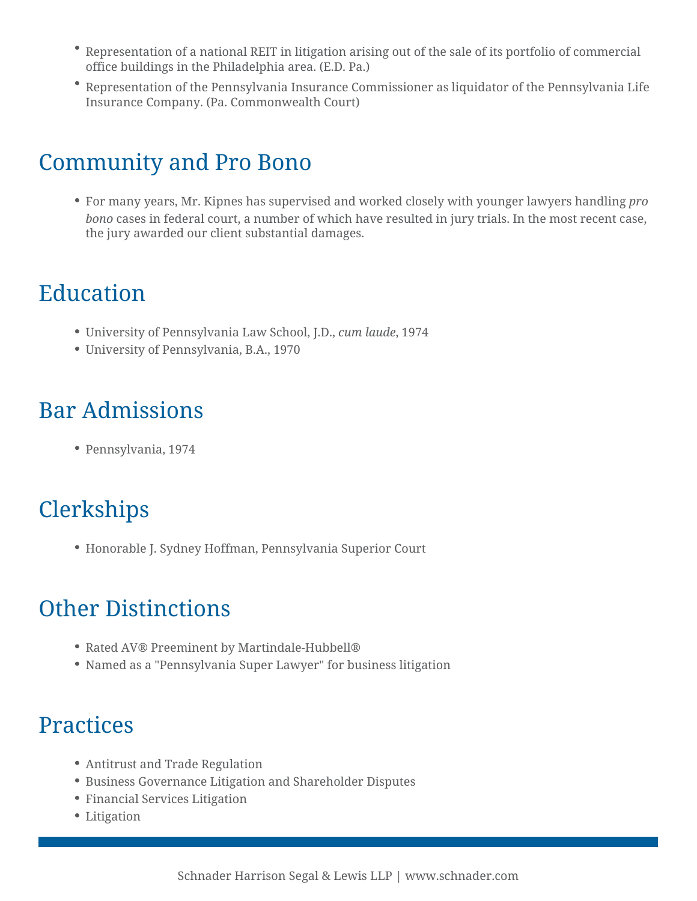- Representation of a national REIT in litigation arising out of the sale of its portfolio of commercial office buildings in the Philadelphia area. (E.D. Pa.)
- Representation of the Pennsylvania Insurance Commissioner as liquidator of the Pennsylvania Life Insurance Company. (Pa. Commonwealth Court)

## Community and Pro Bono

- For many years, Mr. Kipnes has supervised and worked closely with younger lawyers handling *pro bono* cases in federal court, a number of which have resulted in jury trials. In the most recent case, the jury awarded our client substantial damages.

## Education

- University of Pennsylvania Law School, J.D., *cum laude*, 1974
- University of Pennsylvania, B.A., 1970

## Bar Admissions

- Pennsylvania, 1974

## Clerkships

- Honorable J. Sydney Hoffman, Pennsylvania Superior Court

## Other Distinctions

- Rated AV® Preeminent by Martindale-Hubbell®
- Named as a "Pennsylvania Super Lawyer" for business litigation

## Practices

- Antitrust and Trade Regulation
- Business Governance Litigation and Shareholder Disputes
- Financial Services Litigation
- Litigation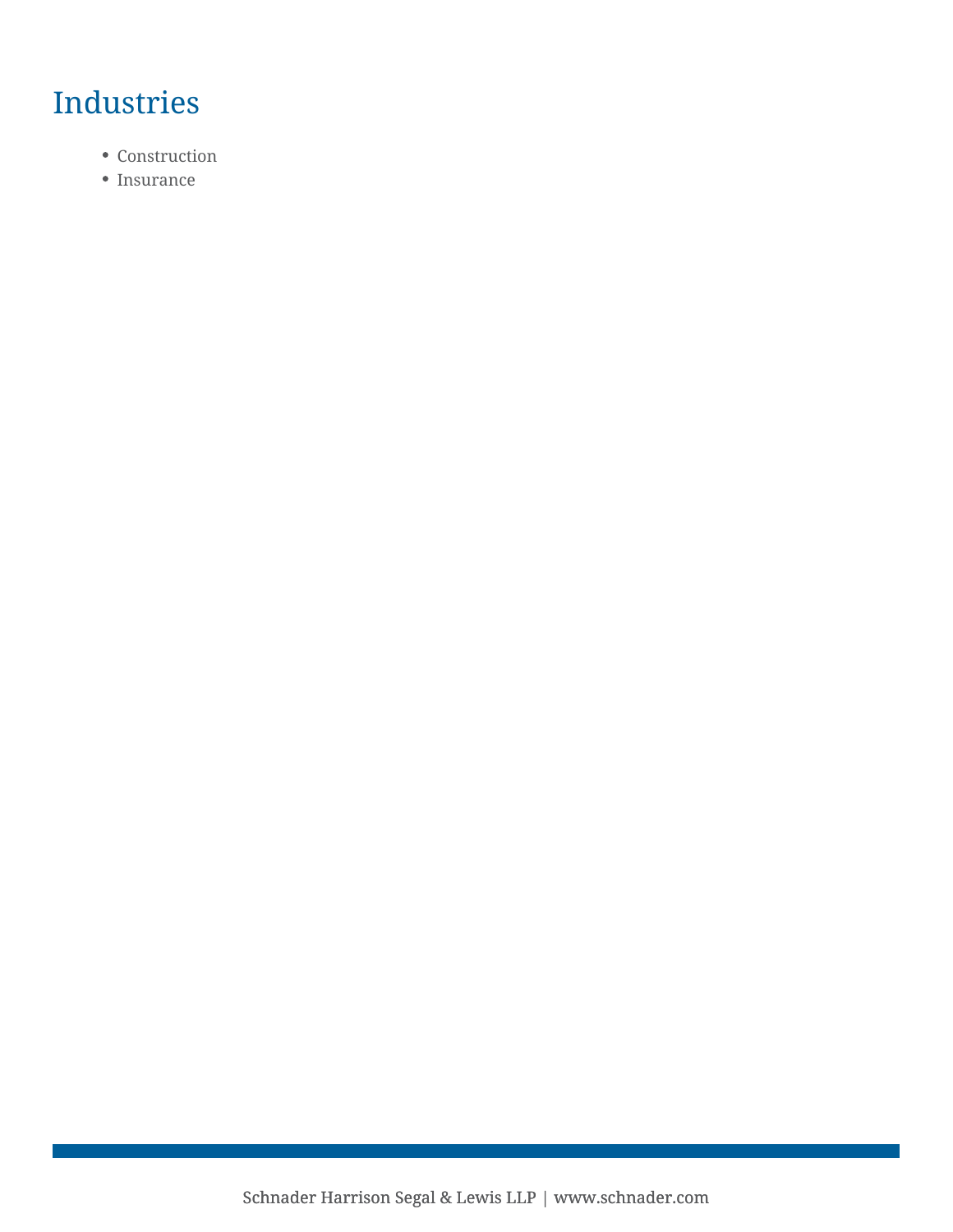## Industries

- Construction
- Insurance